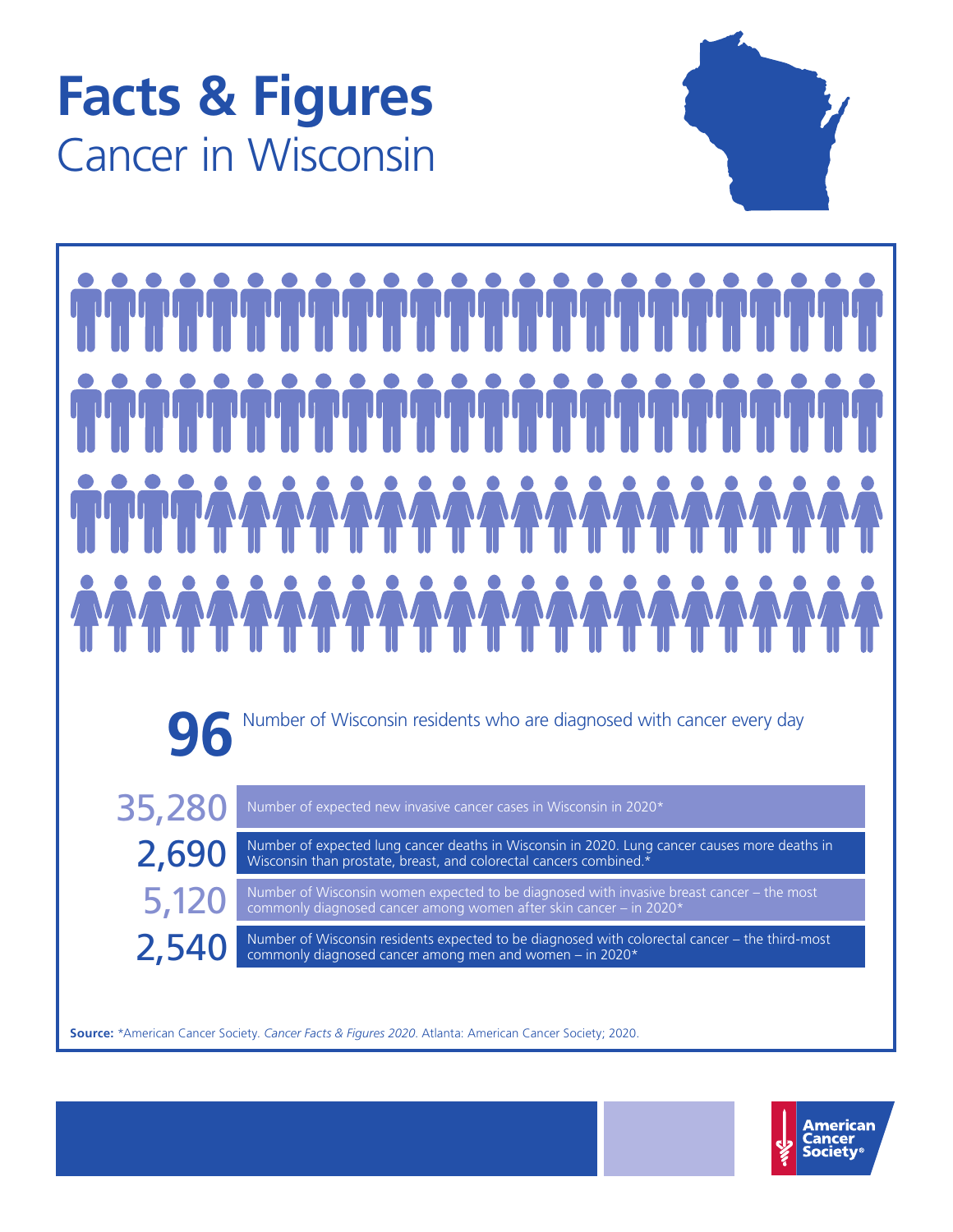# Facts & Figures

## Cancer in Wisconsin

**96** Number of Wisconsin residents who are diagnosed with cancer every day

| | |
|---|---|
| 35,280 | Number of expected new invasive cancer cases in Wisconsin in 2020* |
| 2,690 | Number of expected lung cancer deaths in Wisconsin in 2020. Lung cancer causes more deaths in Wisconsin than prostate, breast, and colorectal cancers combined.* |
| 5,120 | Number of Wisconsin women expected to be diagnosed with invasive breast cancer – the most commonly diagnosed cancer among women after skin cancer – in 2020* |
| 2,540 | Number of Wisconsin residents expected to be diagnosed with colorectal cancer – the third-most commonly diagnosed cancer among men and women – in 2020* |

**Source:** *American Cancer Society. *Cancer Facts & Figures 2020*. Atlanta: American Cancer Society; 2020.

American Cancer Society®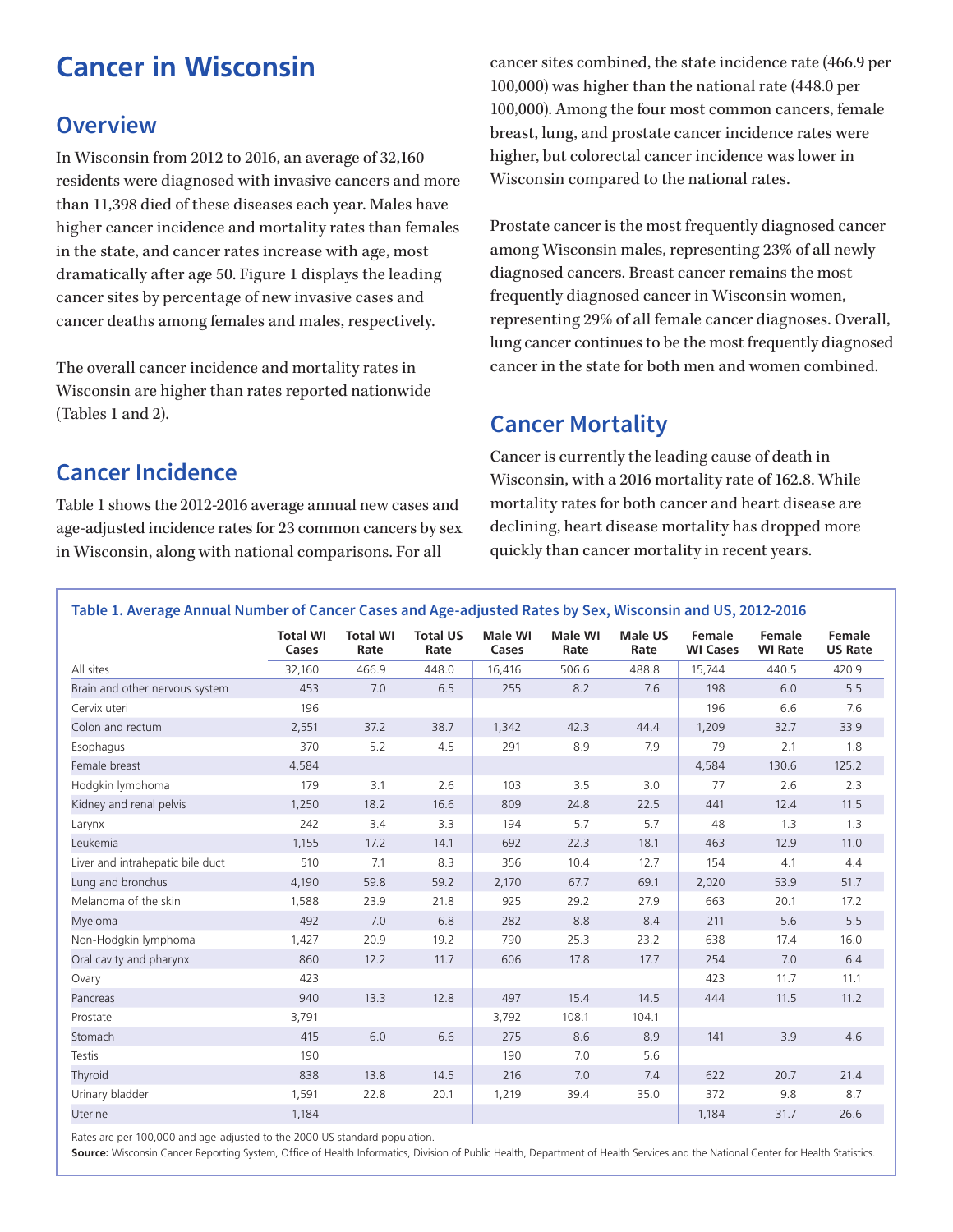# Cancer in Wisconsin

## Overview

In Wisconsin from 2012 to 2016, an average of 32,160 residents were diagnosed with invasive cancers and more than 11,398 died of these diseases each year. Males have higher cancer incidence and mortality rates than females in the state, and cancer rates increase with age, most dramatically after age 50. Figure 1 displays the leading cancer sites by percentage of new invasive cases and cancer deaths among females and males, respectively.

The overall cancer incidence and mortality rates in Wisconsin are higher than rates reported nationwide (Tables 1 and 2).

## Cancer Incidence

Table 1 shows the 2012-2016 average annual new cases and age-adjusted incidence rates for 23 common cancers by sex in Wisconsin, along with national comparisons. For all cancer sites combined, the state incidence rate (466.9 per 100,000) was higher than the national rate (448.0 per 100,000). Among the four most common cancers, female breast, lung, and prostate cancer incidence rates were higher, but colorectal cancer incidence was lower in Wisconsin compared to the national rates.

Prostate cancer is the most frequently diagnosed cancer among Wisconsin males, representing 23% of all newly diagnosed cancers. Breast cancer remains the most frequently diagnosed cancer in Wisconsin women, representing 29% of all female cancer diagnoses. Overall, lung cancer continues to be the most frequently diagnosed cancer in the state for both men and women combined.

## Cancer Mortality

Cancer is currently the leading cause of death in Wisconsin, with a 2016 mortality rate of 162.8. While mortality rates for both cancer and heart disease are declining, heart disease mortality has dropped more quickly than cancer mortality in recent years.

**Table 1. Average Annual Number of Cancer Cases and Age-adjusted Rates by Sex, Wisconsin and US, 2012-2016**

| | Total WI Cases | Total WI Rate | Total US Rate | Male WI Cases | Male WI Rate | Male US Rate | Female WI Cases | Female WI Rate | Female US Rate |
|---|---|---|---|---|---|---|---|---|---|
| All sites | 32,160 | 466.9 | 448.0 | 16,416 | 506.6 | 488.8 | 15,744 | 440.5 | 420.9 |
| Brain and other nervous system | 453 | 7.0 | 6.5 | 255 | 8.2 | 7.6 | 198 | 6.0 | 5.5 |
| Cervix uteri | 196 | | | | | | 196 | 6.6 | 7.6 |
| Colon and rectum | 2,551 | 37.2 | 38.7 | 1,342 | 42.3 | 44.4 | 1,209 | 32.7 | 33.9 |
| Esophagus | 370 | 5.2 | 4.5 | 291 | 8.9 | 7.9 | 79 | 2.1 | 1.8 |
| Female breast | 4,584 | | | | | | 4,584 | 130.6 | 125.2 |
| Hodgkin lymphoma | 179 | 3.1 | 2.6 | 103 | 3.5 | 3.0 | 77 | 2.6 | 2.3 |
| Kidney and renal pelvis | 1,250 | 18.2 | 16.6 | 809 | 24.8 | 22.5 | 441 | 12.4 | 11.5 |
| Larynx | 242 | 3.4 | 3.3 | 194 | 5.7 | 5.7 | 48 | 1.3 | 1.3 |
| Leukemia | 1,155 | 17.2 | 14.1 | 692 | 22.3 | 18.1 | 463 | 12.9 | 11.0 |
| Liver and intrahepatic bile duct | 510 | 7.1 | 8.3 | 356 | 10.4 | 12.7 | 154 | 4.1 | 4.4 |
| Lung and bronchus | 4,190 | 59.8 | 59.2 | 2,170 | 67.7 | 69.1 | 2,020 | 53.9 | 51.7 |
| Melanoma of the skin | 1,588 | 23.9 | 21.8 | 925 | 29.2 | 27.9 | 663 | 20.1 | 17.2 |
| Myeloma | 492 | 7.0 | 6.8 | 282 | 8.8 | 8.4 | 211 | 5.6 | 5.5 |
| Non-Hodgkin lymphoma | 1,427 | 20.9 | 19.2 | 790 | 25.3 | 23.2 | 638 | 17.4 | 16.0 |
| Oral cavity and pharynx | 860 | 12.2 | 11.7 | 606 | 17.8 | 17.7 | 254 | 7.0 | 6.4 |
| Ovary | 423 | | | | | | 423 | 11.7 | 11.1 |
| Pancreas | 940 | 13.3 | 12.8 | 497 | 15.4 | 14.5 | 444 | 11.5 | 11.2 |
| Prostate | 3,791 | | | 3,792 | 108.1 | 104.1 | | | |
| Stomach | 415 | 6.0 | 6.6 | 275 | 8.6 | 8.9 | 141 | 3.9 | 4.6 |
| Testis | 190 | | | 190 | 7.0 | 5.6 | | | |
| Thyroid | 838 | 13.8 | 14.5 | 216 | 7.0 | 7.4 | 622 | 20.7 | 21.4 |
| Urinary bladder | 1,591 | 22.8 | 20.1 | 1,219 | 39.4 | 35.0 | 372 | 9.8 | 8.7 |
| Uterine | 1,184 | | | | | | 1,184 | 31.7 | 26.6 |

Rates are per 100,000 and age-adjusted to the 2000 US standard population.

**Source:** Wisconsin Cancer Reporting System, Office of Health Informatics, Division of Public Health, Department of Health Services and the National Center for Health Statistics.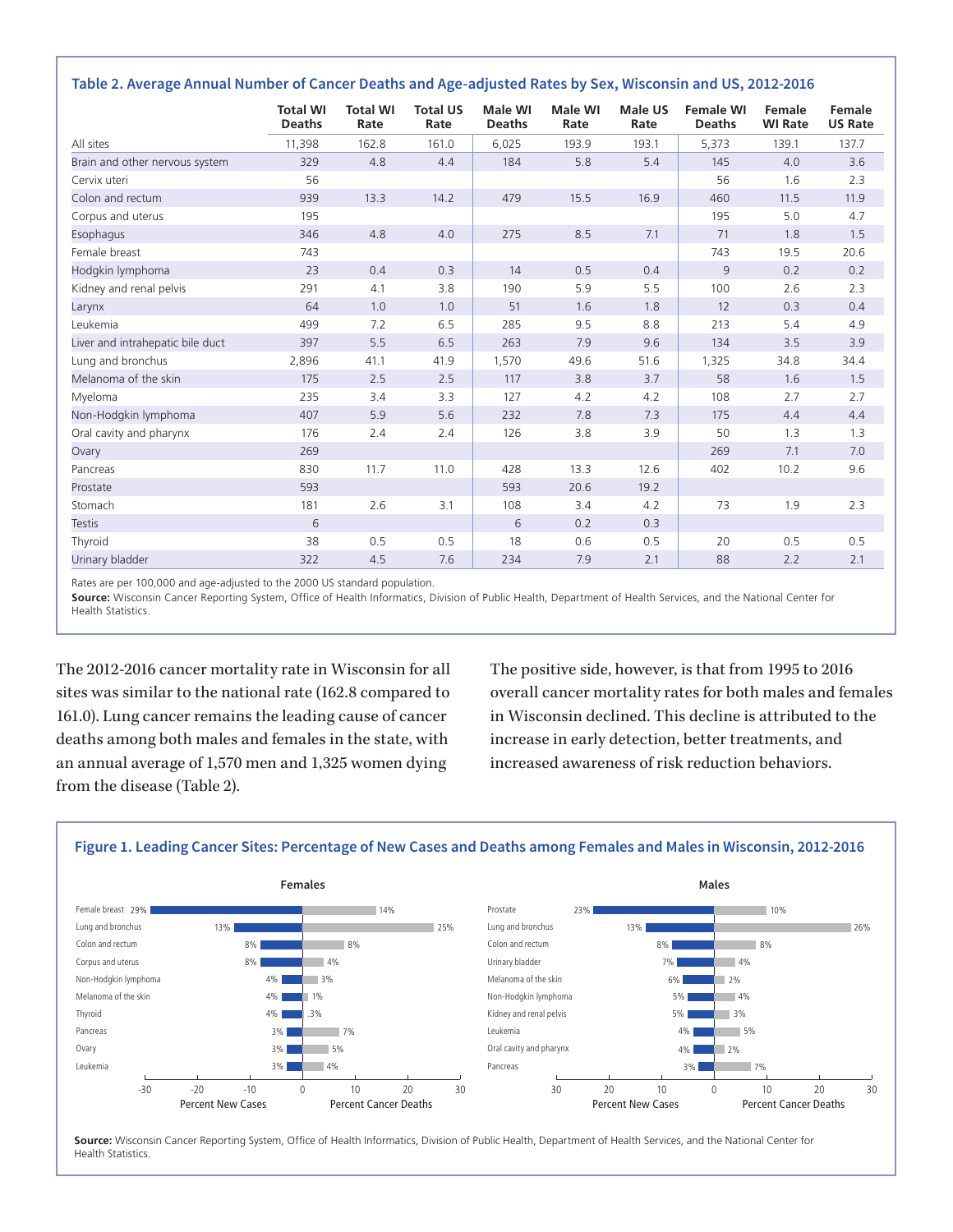### Table 2. Average Annual Number of Cancer Deaths and Age-adjusted Rates by Sex, Wisconsin and US, 2012-2016

| | Total WI Deaths | Total WI Rate | Total US Rate | Male WI Deaths | Male WI Rate | Male US Rate | Female WI Deaths | Female WI Rate | Female US Rate |
|---|---|---|---|---|---|---|---|---|---|
| All sites | 11,398 | 162.8 | 161.0 | 6,025 | 193.9 | 193.1 | 5,373 | 139.1 | 137.7 |
| Brain and other nervous system | 329 | 4.8 | 4.4 | 184 | 5.8 | 5.4 | 145 | 4.0 | 3.6 |
| Cervix uteri | 56 | | | | | | 56 | 1.6 | 2.3 |
| Colon and rectum | 939 | 13.3 | 14.2 | 479 | 15.5 | 16.9 | 460 | 11.5 | 11.9 |
| Corpus and uterus | 195 | | | | | | 195 | 5.0 | 4.7 |
| Esophagus | 346 | 4.8 | 4.0 | 275 | 8.5 | 7.1 | 71 | 1.8 | 1.5 |
| Female breast | 743 | | | | | | 743 | 19.5 | 20.6 |
| Hodgkin lymphoma | 23 | 0.4 | 0.3 | 14 | 0.5 | 0.4 | 9 | 0.2 | 0.2 |
| Kidney and renal pelvis | 291 | 4.1 | 3.8 | 190 | 5.9 | 5.5 | 100 | 2.6 | 2.3 |
| Larynx | 64 | 1.0 | 1.0 | 51 | 1.6 | 1.8 | 12 | 0.3 | 0.4 |
| Leukemia | 499 | 7.2 | 6.5 | 285 | 9.5 | 8.8 | 213 | 5.4 | 4.9 |
| Liver and intrahepatic bile duct | 397 | 5.5 | 6.5 | 263 | 7.9 | 9.6 | 134 | 3.5 | 3.9 |
| Lung and bronchus | 2,896 | 41.1 | 41.9 | 1,570 | 49.6 | 51.6 | 1,325 | 34.8 | 34.4 |
| Melanoma of the skin | 175 | 2.5 | 2.5 | 117 | 3.8 | 3.7 | 58 | 1.6 | 1.5 |
| Myeloma | 235 | 3.4 | 3.3 | 127 | 4.2 | 4.2 | 108 | 2.7 | 2.7 |
| Non-Hodgkin lymphoma | 407 | 5.9 | 5.6 | 232 | 7.8 | 7.3 | 175 | 4.4 | 4.4 |
| Oral cavity and pharynx | 176 | 2.4 | 2.4 | 126 | 3.8 | 3.9 | 50 | 1.3 | 1.3 |
| Ovary | 269 | | | | | | 269 | 7.1 | 7.0 |
| Pancreas | 830 | 11.7 | 11.0 | 428 | 13.3 | 12.6 | 402 | 10.2 | 9.6 |
| Prostate | 593 | | | 593 | 20.6 | 19.2 | | | |
| Stomach | 181 | 2.6 | 3.1 | 108 | 3.4 | 4.2 | 73 | 1.9 | 2.3 |
| Testis | 6 | | | 6 | 0.2 | 0.3 | | | |
| Thyroid | 38 | 0.5 | 0.5 | 18 | 0.6 | 0.5 | 20 | 0.5 | 0.5 |
| Urinary bladder | 322 | 4.5 | 7.6 | 234 | 7.9 | 2.1 | 88 | 2.2 | 2.1 |

Rates are per 100,000 and age-adjusted to the 2000 US standard population.

**Source:** Wisconsin Cancer Reporting System, Office of Health Informatics, Division of Public Health, Department of Health Services, and the National Center for Health Statistics.

The 2012-2016 cancer mortality rate in Wisconsin for all sites was similar to the national rate (162.8 compared to 161.0). Lung cancer remains the leading cause of cancer deaths among both males and females in the state, with an annual average of 1,570 men and 1,325 women dying from the disease (Table 2).

The positive side, however, is that from 1995 to 2016 overall cancer mortality rates for both males and females in Wisconsin declined. This decline is attributed to the increase in early detection, better treatments, and increased awareness of risk reduction behaviors.

### Figure 1. Leading Cancer Sites: Percentage of New Cases and Deaths among Females and Males in Wisconsin, 2012-2016

**Females**

| Site | Percent New Cases | Percent Cancer Deaths |
|---|---|---|
| Female breast | 29% | 14% |
| Lung and bronchus | 13% | 25% |
| Colon and rectum | 8% | 8% |
| Corpus and uterus | 8% | 4% |
| Non-Hodgkin lymphoma | 4% | 3% |
| Melanoma of the skin | 4% | 1% |
| Thyroid | 4% | .3% |
| Pancreas | 3% | 7% |
| Ovary | 3% | 5% |
| Leukemia | 3% | 4% |

**Males**

| Site | Percent New Cases | Percent Cancer Deaths |
|---|---|---|
| Prostate | 23% | 10% |
| Lung and bronchus | 13% | 26% |
| Colon and rectum | 8% | 8% |
| Urinary bladder | 7% | 4% |
| Melanoma of the skin | 6% | 2% |
| Non-Hodgkin lymphoma | 5% | 4% |
| Kidney and renal pelvis | 5% | 3% |
| Leukemia | 4% | 5% |
| Oral cavity and pharynx | 4% | 2% |
| Pancreas | 3% | 7% |

**Source:** Wisconsin Cancer Reporting System, Office of Health Informatics, Division of Public Health, Department of Health Services, and the National Center for Health Statistics.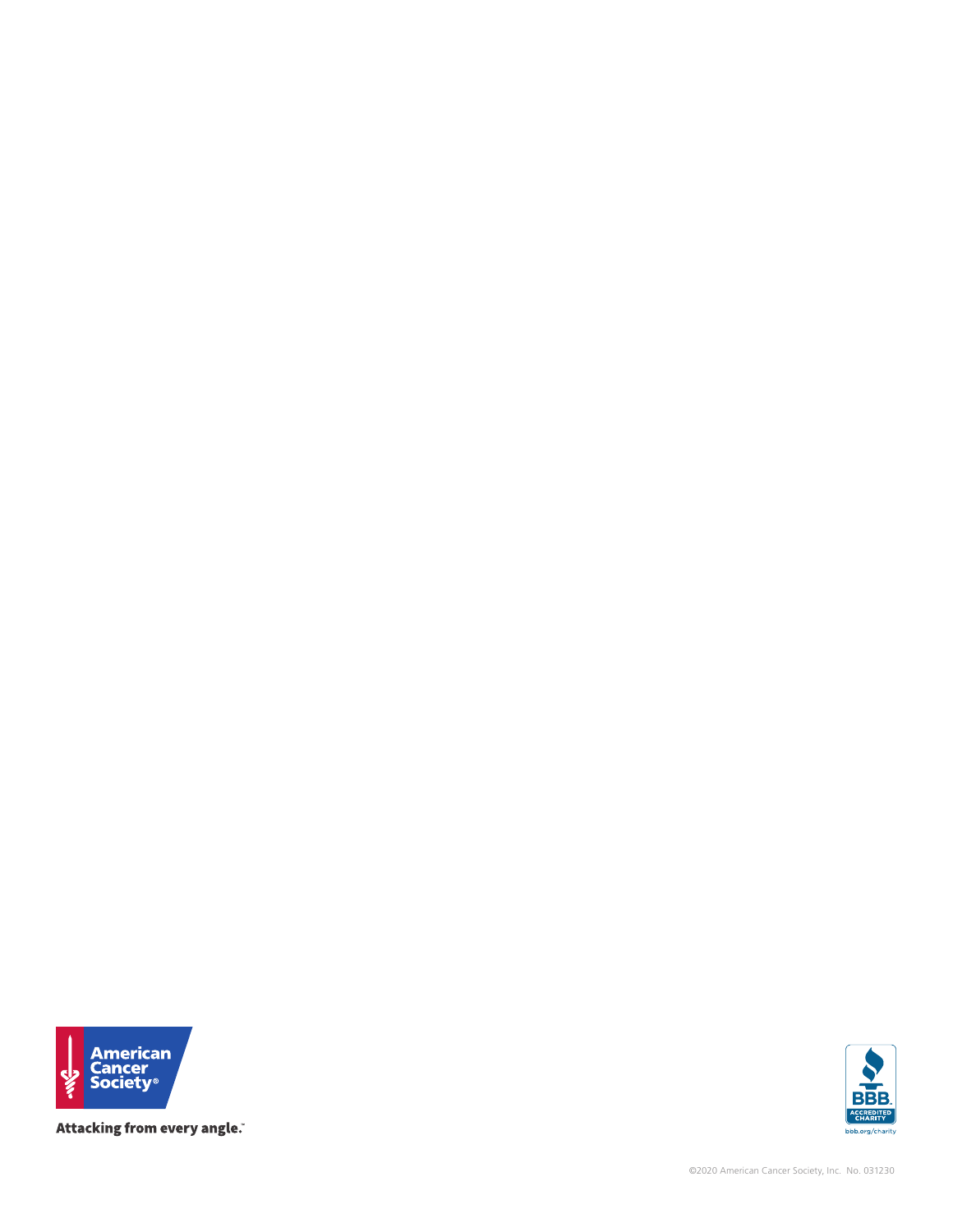American Cancer Society®

Attacking from every angle.™

BBB. ACCREDITED CHARITY bbb.org/charity

©2020 American Cancer Society, Inc. No. 031230